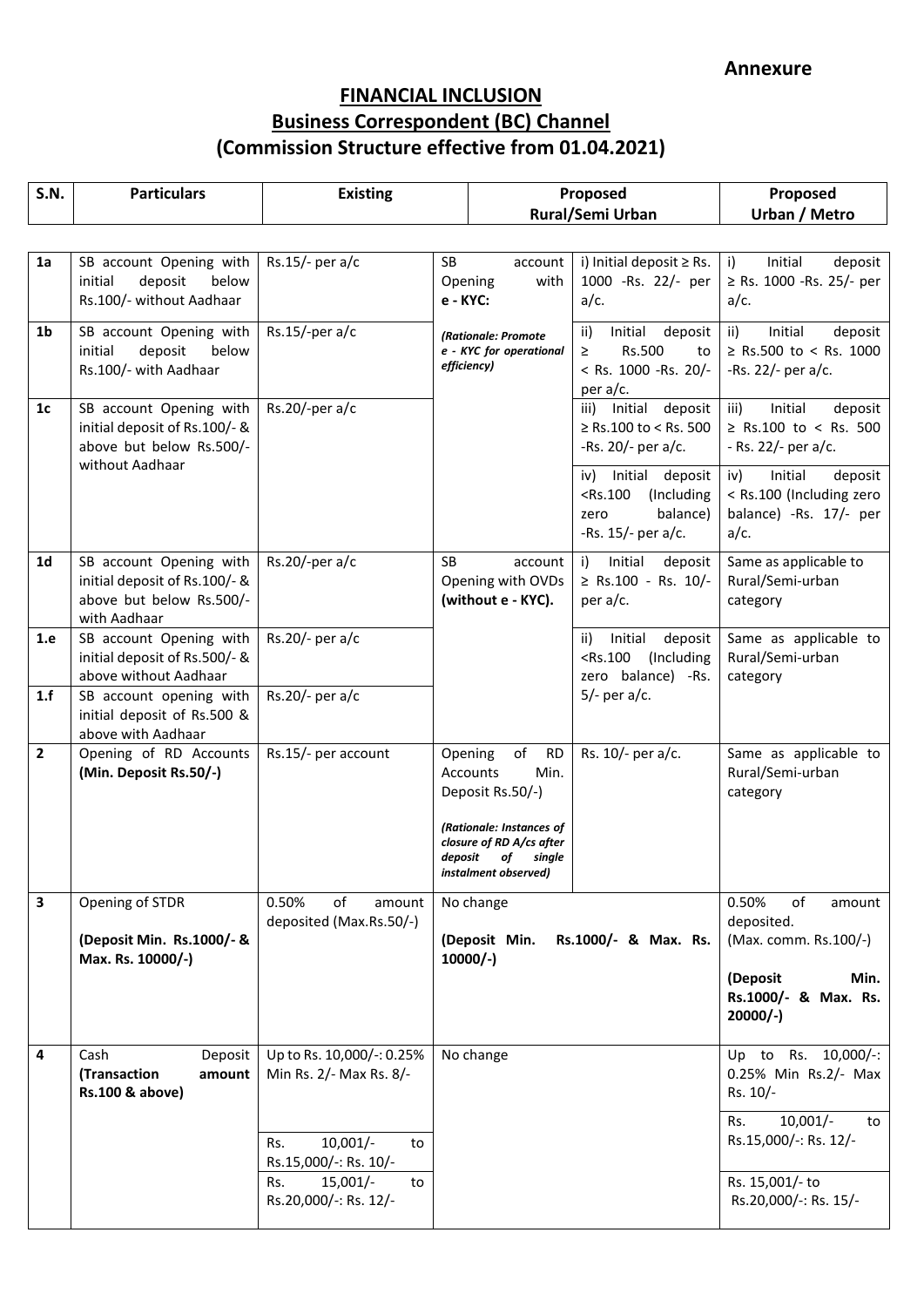**Annexure**

# FINANCIAL INCLUSION

## Business Correspondent (BC) Channel

## (Commission Structure effective from 01.04.2021)

| S.N. | Particulars | Existing | Proposed Rural/Semi Urban | | Proposed Urban / Metro |
|---|---|---|---|---|---|
| 1a | SB account Opening with initial deposit below Rs.100/- without Aadhaar | Rs.15/- per a/c | SB account Opening with **e - KYC:**<br><br>*(Rationale: Promote e - KYC for operational efficiency)* | i) Initial deposit ≥ Rs. 1000 -Rs. 22/- per a/c. | i) Initial deposit ≥ Rs. 1000 -Rs. 25/- per a/c. |
| 1b | SB account Opening with initial deposit below Rs.100/- with Aadhaar | Rs.15/-per a/c | | ii) Initial deposit ≥ Rs.500 to < Rs. 1000 -Rs. 20/- per a/c. | ii) Initial deposit ≥ Rs.500 to < Rs. 1000 -Rs. 22/- per a/c. |
| 1c | SB account Opening with initial deposit of Rs.100/- & above but below Rs.500/- without Aadhaar | Rs.20/-per a/c | | iii) Initial deposit ≥ Rs.100 to < Rs. 500 -Rs. 20/- per a/c. | iii) Initial deposit ≥ Rs.100 to < Rs. 500 - Rs. 22/- per a/c. |
| | | | | iv) Initial deposit <Rs.100 (Including zero balance) -Rs. 15/- per a/c. | iv) Initial deposit < Rs.100 (Including zero balance) -Rs. 17/- per a/c. |
| 1d | SB account Opening with initial deposit of Rs.100/- & above but below Rs.500/- with Aadhaar | Rs.20/-per a/c | SB account Opening with OVDs **(without e - KYC).** | i) Initial deposit ≥ Rs.100 - Rs. 10/- per a/c. | Same as applicable to Rural/Semi-urban category |
| 1.e | SB account Opening with initial deposit of Rs.500/- & above without Aadhaar | Rs.20/- per a/c | | ii) Initial deposit <Rs.100 (Including zero balance) -Rs. 5/- per a/c. | Same as applicable to Rural/Semi-urban category |
| 1.f | SB account opening with initial deposit of Rs.500 & above with Aadhaar | Rs.20/- per a/c | | | |
| 2 | Opening of RD Accounts **(Min. Deposit Rs.50/-)** | Rs.15/- per account | Opening of RD Accounts Min. Deposit Rs.50/-)<br><br>*(Rationale: Instances of closure of RD A/cs after deposit of single instalment observed)* | Rs. 10/- per a/c. | Same as applicable to Rural/Semi-urban category |
| 3 | Opening of STDR<br><br>**(Deposit Min. Rs.1000/- & Max. Rs. 10000/-)** | 0.50% of amount deposited (Max.Rs.50/-) | No change<br><br>**(Deposit Min. Rs.1000/- & Max. Rs. 10000/-)** | | 0.50% of amount deposited.<br>(Max. comm. Rs.100/-)<br><br>**(Deposit Min. Rs.1000/- & Max. Rs. 20000/-)** |
| 4 | Cash Deposit **(Transaction amount Rs.100 & above)** | Up to Rs. 10,000/-: 0.25% Min Rs. 2/- Max Rs. 8/- | No change | | Up to Rs. 10,000/-: 0.25% Min Rs.2/- Max Rs. 10/- |
| | | Rs. 10,001/- to Rs.15,000/-: Rs. 10/- | | | Rs. 10,001/- to Rs.15,000/-: Rs. 12/- |
| | | Rs. 15,001/- to Rs.20,000/-: Rs. 12/- | | | Rs. 15,001/- to Rs.20,000/-: Rs. 15/- |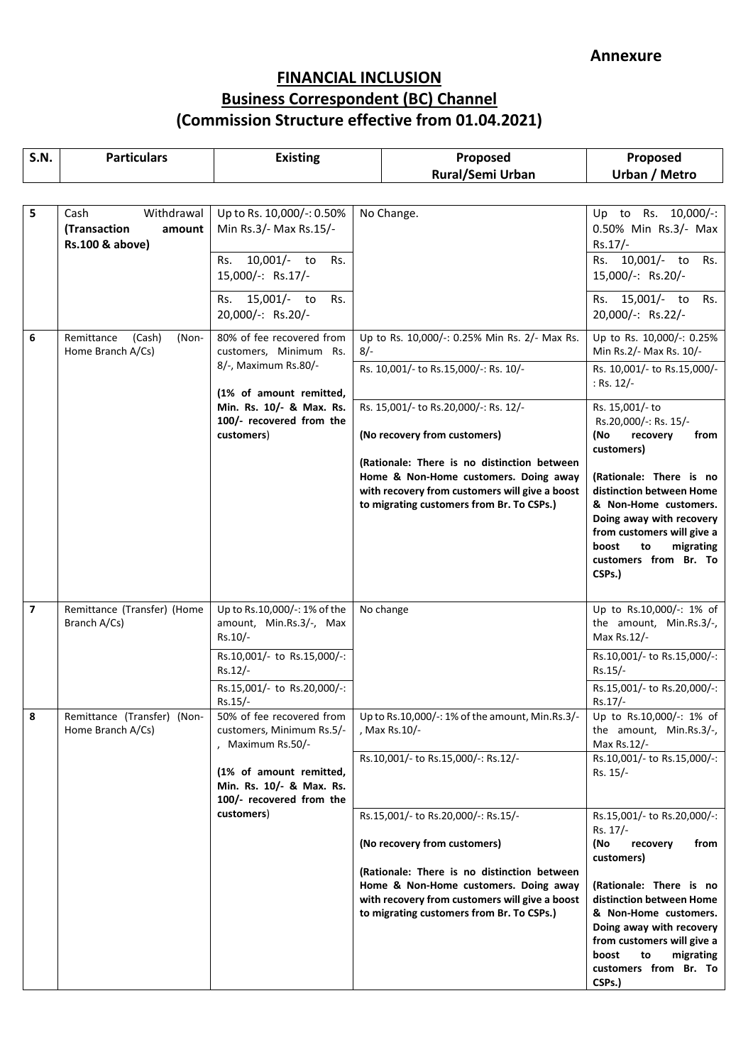**Annexure**

## FINANCIAL INCLUSION

## Business Correspondent (BC) Channel

## (Commission Structure effective from 01.04.2021)

| S.N. | Particulars | Existing | Proposed Rural/Semi Urban | Proposed Urban / Metro |
|---|---|---|---|---|
| 5 | Cash Withdrawal **(Transaction amount Rs.100 & above)** | Up to Rs. 10,000/-: 0.50% Min Rs.3/- Max Rs.15/- | No Change. | Up to Rs. 10,000/-: 0.50% Min Rs.3/- Max Rs.17/- |
| | | Rs. 10,001/- to Rs. 15,000/-: Rs.17/- | | Rs. 10,001/- to Rs. 15,000/-: Rs.20/- |
| | | Rs. 15,001/- to Rs. 20,000/-: Rs.20/- | | Rs. 15,001/- to Rs. 20,000/-: Rs.22/- |
| 6 | Remittance (Cash) (Non-Home Branch A/Cs) | 80% of fee recovered from customers, Minimum Rs. 8/-, Maximum Rs.80/- **(1% of amount remitted, Min. Rs. 10/- & Max. Rs. 100/- recovered from the customers)** | Up to Rs. 10,000/-: 0.25% Min Rs. 2/- Max Rs. 8/- | Up to Rs. 10,000/-: 0.25% Min Rs.2/- Max Rs. 10/- |
| | | | Rs. 10,001/- to Rs.15,000/-: Rs. 10/- | Rs. 10,001/- to Rs.15,000/-: Rs. 12/- |
| | | | Rs. 15,001/- to Rs.20,000/-: Rs. 12/- **(No recovery from customers)** **(Rationale: There is no distinction between Home & Non-Home customers. Doing away with recovery from customers will give a boost to migrating customers from Br. To CSPs.)** | Rs. 15,001/- to Rs.20,000/-: Rs. 15/- **(No recovery from customers)** **(Rationale: There is no distinction between Home & Non-Home customers. Doing away with recovery from customers will give a boost to migrating customers from Br. To CSPs.)** |
| 7 | Remittance (Transfer) (Home Branch A/Cs) | Up to Rs.10,000/-: 1% of the amount, Min.Rs.3/-, Max Rs.10/- | No change | Up to Rs.10,000/-: 1% of the amount, Min.Rs.3/-, Max Rs.12/- |
| | | Rs.10,001/- to Rs.15,000/-: Rs.12/- | | Rs.10,001/- to Rs.15,000/-: Rs.15/- |
| | | Rs.15,001/- to Rs.20,000/-: Rs.15/- | | Rs.15,001/- to Rs.20,000/-: Rs.17/- |
| 8 | Remittance (Transfer) (Non-Home Branch A/Cs) | 50% of fee recovered from customers, Minimum Rs.5/-, Maximum Rs.50/- **(1% of amount remitted, Min. Rs. 10/- & Max. Rs. 100/- recovered from the customers)** | Up to Rs.10,000/-: 1% of the amount, Min.Rs.3/-, Max Rs.10/- | Up to Rs.10,000/-: 1% of the amount, Min.Rs.3/-, Max Rs.12/- |
| | | | Rs.10,001/- to Rs.15,000/-: Rs.12/- | Rs.10,001/- to Rs.15,000/-: Rs. 15/- |
| | | | Rs.15,001/- to Rs.20,000/-: Rs.15/- **(No recovery from customers)** **(Rationale: There is no distinction between Home & Non-Home customers. Doing away with recovery from customers will give a boost to migrating customers from Br. To CSPs.)** | Rs.15,001/- to Rs.20,000/-: Rs. 17/- **(No recovery from customers)** **(Rationale: There is no distinction between Home & Non-Home customers. Doing away with recovery from customers will give a boost to migrating customers from Br. To CSPs.)** |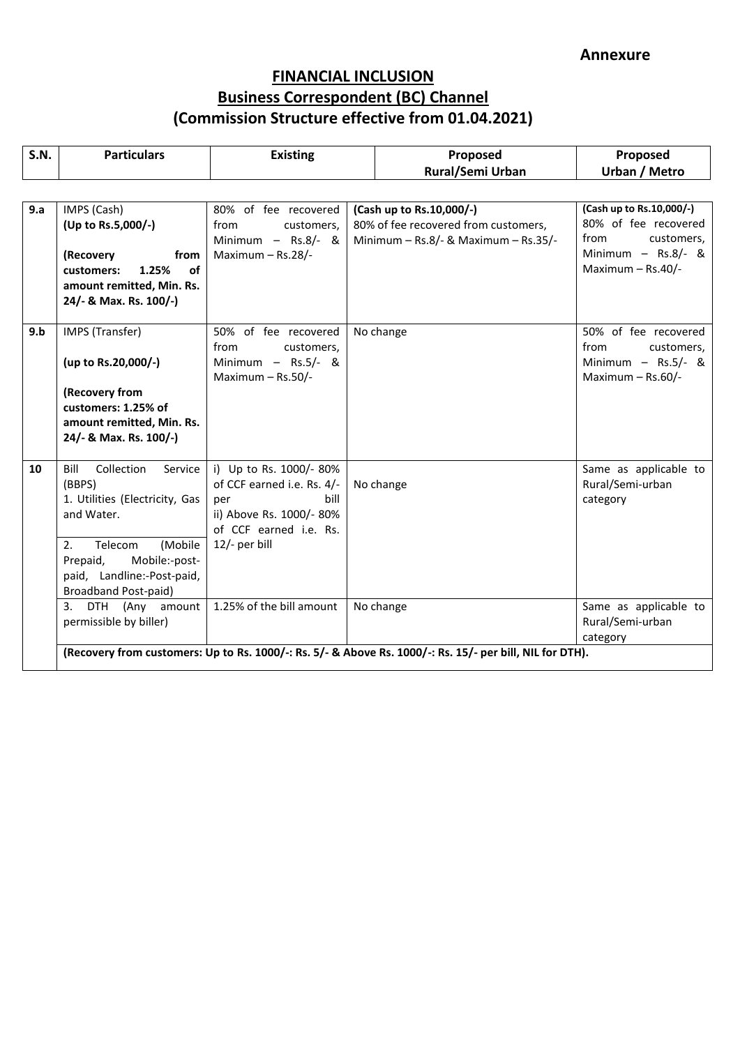**Annexure**

# FINANCIAL INCLUSION

## Business Correspondent (BC) Channel

## (Commission Structure effective from 01.04.2021)

| S.N. | Particulars | Existing | Proposed Rural/Semi Urban | Proposed Urban / Metro |
|---|---|---|---|---|
| 9.a | IMPS (Cash) **(Up to Rs.5,000/-)** **(Recovery from customers: 1.25% of amount remitted, Min. Rs. 24/- & Max. Rs. 100/-)** | 80% of fee recovered from customers, Minimum – Rs.8/- & Maximum – Rs.28/- | **(Cash up to Rs.10,000/-)** 80% of fee recovered from customers, Minimum – Rs.8/- & Maximum – Rs.35/- | **(Cash up to Rs.10,000/-)** 80% of fee recovered from customers, Minimum – Rs.8/- & Maximum – Rs.40/- |
| 9.b | IMPS (Transfer) **(up to Rs.20,000/-)** **(Recovery from customers: 1.25% of amount remitted, Min. Rs. 24/- & Max. Rs. 100/-)** | 50% of fee recovered from customers, Minimum – Rs.5/- & Maximum – Rs.50/- | No change | 50% of fee recovered from customers, Minimum – Rs.5/- & Maximum – Rs.60/- |
| 10 | Bill Collection Service (BBPS) 1. Utilities (Electricity, Gas and Water. 2. Telecom (Mobile Prepaid, Mobile:-post-paid, Landline:-Post-paid, Broadband Post-paid) | i) Up to Rs. 1000/- 80% of CCF earned i.e. Rs. 4/- per bill ii) Above Rs. 1000/- 80% of CCF earned i.e. Rs. 12/- per bill | No change | Same as applicable to Rural/Semi-urban category |
| | 3. DTH (Any amount permissible by biller) | 1.25% of the bill amount | No change | Same as applicable to Rural/Semi-urban category |
| | **(Recovery from customers: Up to Rs. 1000/-: Rs. 5/- & Above Rs. 1000/-: Rs. 15/- per bill, NIL for DTH).** | | | |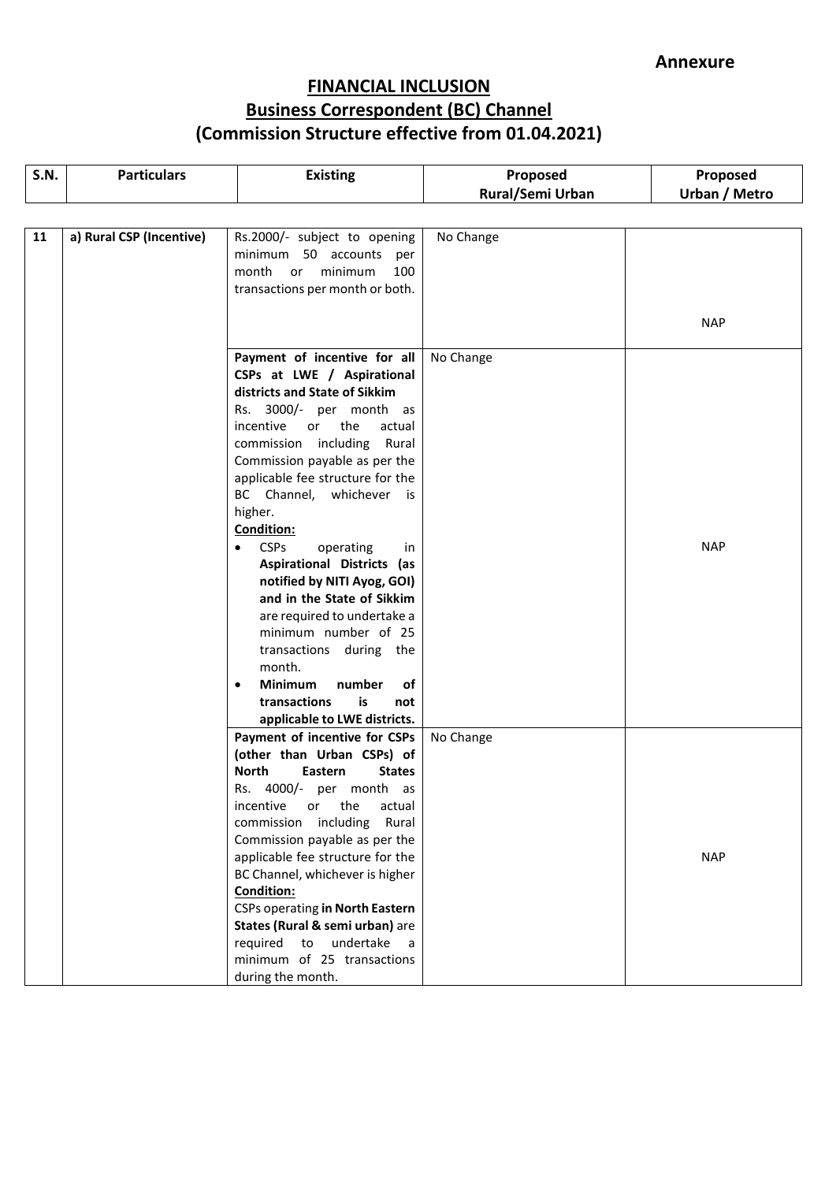**Annexure**

## FINANCIAL INCLUSION
## Business Correspondent (BC) Channel
## (Commission Structure effective from 01.04.2021)

| S.N. | Particulars | Existing | Proposed Rural/Semi Urban | Proposed Urban / Metro |
|---|---|---|---|---|
| 11 | **a) Rural CSP (Incentive)** | Rs.2000/- subject to opening minimum 50 accounts per month or minimum 100 transactions per month or both. | No Change | NAP |
| | | **Payment of incentive for all CSPs at LWE / Aspirational districts and State of Sikkim** Rs. 3000/- per month as incentive or the actual commission including Rural Commission payable as per the applicable fee structure for the BC Channel, whichever is higher. **Condition:** • CSPs operating in **Aspirational Districts (as notified by NITI Ayog, GOI) and in the State of Sikkim** are required to undertake a minimum number of 25 transactions during the month. • **Minimum number of transactions is not applicable to LWE districts.** | No Change | NAP |
| | | **Payment of incentive for CSPs (other than Urban CSPs) of North Eastern States** Rs. 4000/- per month as incentive or the actual commission including Rural Commission payable as per the applicable fee structure for the BC Channel, whichever is higher **Condition:** CSPs operating **in North Eastern States (Rural & semi urban)** are required to undertake a minimum of 25 transactions during the month. | No Change | NAP |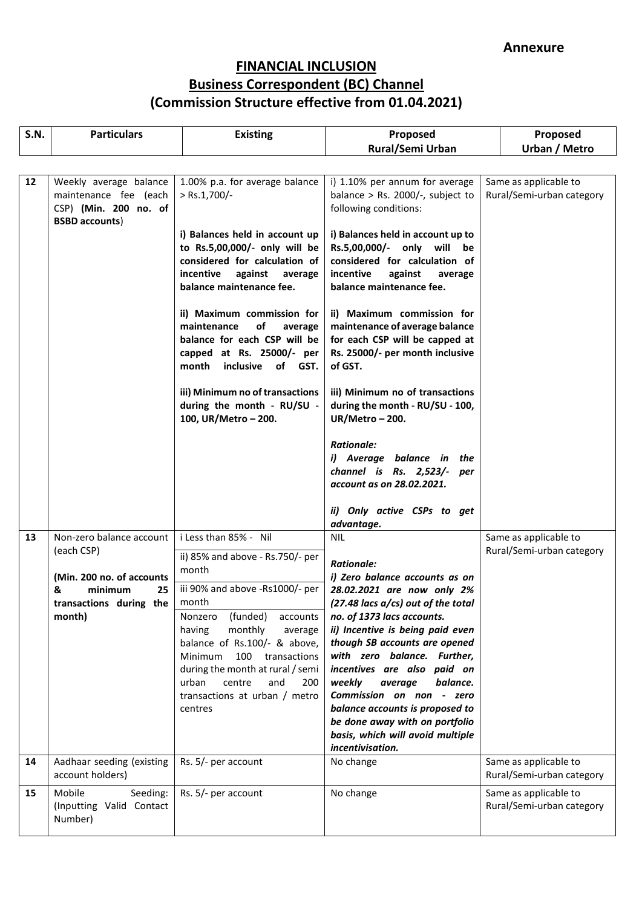**Annexure**

# FINANCIAL INCLUSION

## Business Correspondent (BC) Channel

## (Commission Structure effective from 01.04.2021)

| S.N. | Particulars | Existing | Proposed Rural/Semi Urban | Proposed Urban / Metro |
|---|---|---|---|---|
| 12 | Weekly average balance maintenance fee (each CSP) **(Min. 200 no. of BSBD accounts**) | 1.00% p.a. for average balance > Rs.1,700/-<br><br>**i) Balances held in account up to Rs.5,00,000/- only will be considered for calculation of incentive against average balance maintenance fee.**<br><br>**ii) Maximum commission for maintenance of average balance for each CSP will be capped at Rs. 25000/- per month inclusive of GST.**<br><br>**iii) Minimum no of transactions during the month - RU/SU - 100, UR/Metro – 200.** | i) 1.10% per annum for average balance > Rs. 2000/-, subject to following conditions:<br><br>**i) Balances held in account up to Rs.5,00,000/- only will be considered for calculation of incentive against average balance maintenance fee.**<br><br>**ii) Maximum commission for maintenance of average balance for each CSP will be capped at Rs. 25000/- per month inclusive of GST.**<br><br>**iii) Minimum no of transactions during the month - RU/SU - 100, UR/Metro – 200.**<br><br>***Rationale:***<br>***i) Average balance in the channel is Rs. 2,523/- per account as on 28.02.2021.***<br><br>***ii) Only active CSPs to get advantage.*** | Same as applicable to Rural/Semi-urban category |
| 13 | Non-zero balance account (each CSP)<br><br>**(Min. 200 no. of accounts & minimum 25 transactions during the month)** | i Less than 85% - Nil<br>ii) 85% and above - Rs.750/- per month<br>iii 90% and above -Rs1000/- per month<br>Nonzero (funded) accounts having monthly average balance of Rs.100/- & above, Minimum 100 transactions during the month at rural / semi urban centre and 200 transactions at urban / metro centres | NIL<br><br>***Rationale:***<br>***i) Zero balance accounts as on 28.02.2021 are now only 2% (27.48 lacs a/cs) out of the total no. of 1373 lacs accounts.***<br>***ii) Incentive is being paid even though SB accounts are opened with zero balance. Further, incentives are also paid on weekly average balance. Commission on non - zero balance accounts is proposed to be done away with on portfolio basis, which will avoid multiple incentivisation.*** | Same as applicable to Rural/Semi-urban category |
| 14 | Aadhaar seeding (existing account holders) | Rs. 5/- per account | No change | Same as applicable to Rural/Semi-urban category |
| 15 | Mobile Seeding: (Inputting Valid Contact Number) | Rs. 5/- per account | No change | Same as applicable to Rural/Semi-urban category |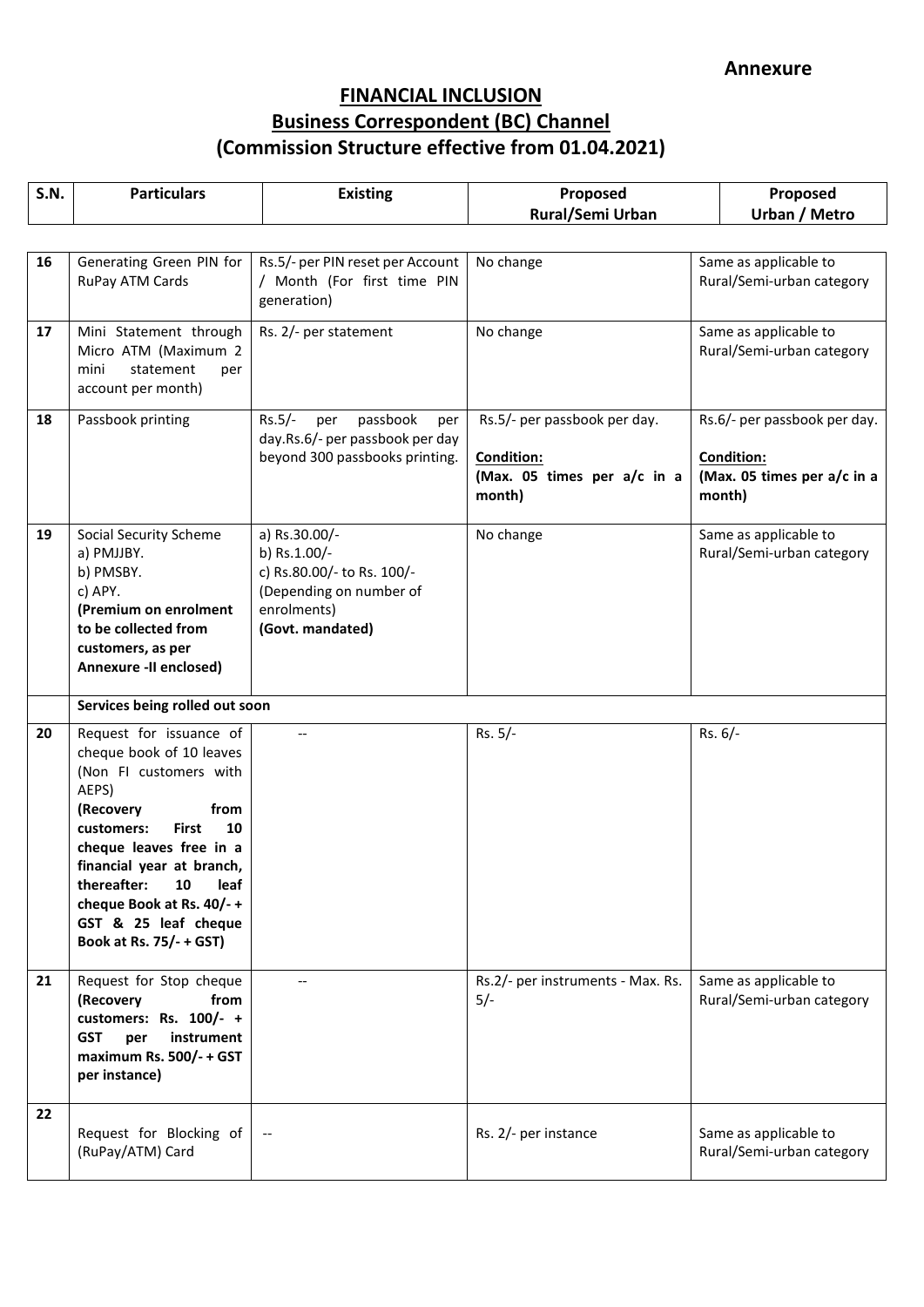**Annexure**

# FINANCIAL INCLUSION

## Business Correspondent (BC) Channel

## (Commission Structure effective from 01.04.2021)

| S.N. | Particulars | Existing | Proposed Rural/Semi Urban | Proposed Urban / Metro |
|---|---|---|---|---|
| 16 | Generating Green PIN for RuPay ATM Cards | Rs.5/- per PIN reset per Account / Month (For first time PIN generation) | No change | Same as applicable to Rural/Semi-urban category |
| 17 | Mini Statement through Micro ATM (Maximum 2 mini statement per account per month) | Rs. 2/- per statement | No change | Same as applicable to Rural/Semi-urban category |
| 18 | Passbook printing | Rs.5/- per passbook per day.Rs.6/- per passbook per day beyond 300 passbooks printing. | Rs.5/- per passbook per day.<br>**Condition:**<br>**(Max. 05 times per a/c in a month)** | Rs.6/- per passbook per day.<br>**Condition:**<br>**(Max. 05 times per a/c in a month)** |
| 19 | Social Security Scheme<br>a) PMJJBY.<br>b) PMSBY.<br>c) APY.<br>**(Premium on enrolment to be collected from customers, as per Annexure -II enclosed)** | a) Rs.30.00/-<br>b) Rs.1.00/-<br>c) Rs.80.00/- to Rs. 100/- (Depending on number of enrolments)<br>**(Govt. mandated)** | No change | Same as applicable to Rural/Semi-urban category |
| | **Services being rolled out soon** | | | |
| 20 | Request for issuance of cheque book of 10 leaves (Non FI customers with AEPS)<br>**(Recovery from customers: First 10 cheque leaves free in a financial year at branch, thereafter: 10 leaf cheque Book at Rs. 40/- + GST & 25 leaf cheque Book at Rs. 75/- + GST)** | -- | Rs. 5/- | Rs. 6/- |
| 21 | Request for Stop cheque **(Recovery from customers: Rs. 100/- + GST per instrument maximum Rs. 500/- + GST per instance)** | -- | Rs.2/- per instruments - Max. Rs. 5/- | Same as applicable to Rural/Semi-urban category |
| 22 | Request for Blocking of (RuPay/ATM) Card | -- | Rs. 2/- per instance | Same as applicable to Rural/Semi-urban category |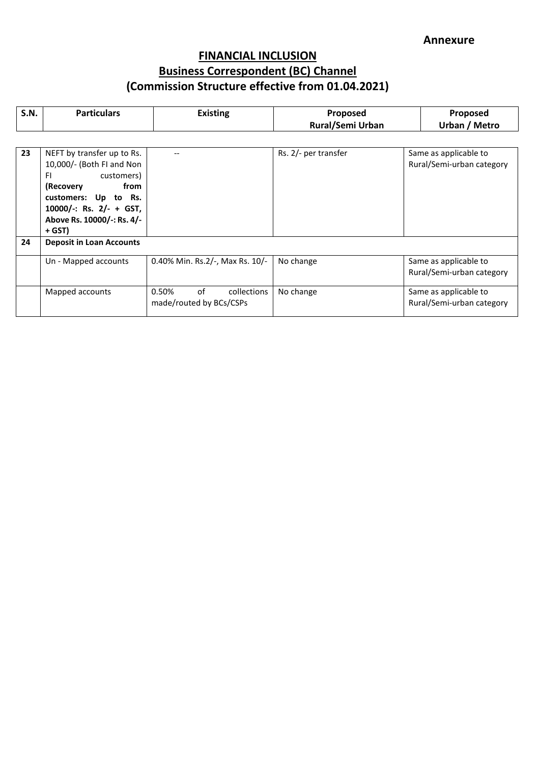**Annexure**

# FINANCIAL INCLUSION

## Business Correspondent (BC) Channel

## (Commission Structure effective from 01.04.2021)

| S.N. | Particulars | Existing | Proposed Rural/Semi Urban | Proposed Urban / Metro |
|---|---|---|---|---|
| 23 | NEFT by transfer up to Rs. 10,000/- (Both FI and Non FI customers) **(Recovery from customers: Up to Rs. 10000/-: Rs. 2/- + GST, Above Rs. 10000/-: Rs. 4/- + GST)** | -- | Rs. 2/- per transfer | Same as applicable to Rural/Semi-urban category |
| 24 | **Deposit in Loan Accounts** | | | |
| | Un - Mapped accounts | 0.40% Min. Rs.2/-, Max Rs. 10/- | No change | Same as applicable to Rural/Semi-urban category |
| | Mapped accounts | 0.50% of collections made/routed by BCs/CSPs | No change | Same as applicable to Rural/Semi-urban category |